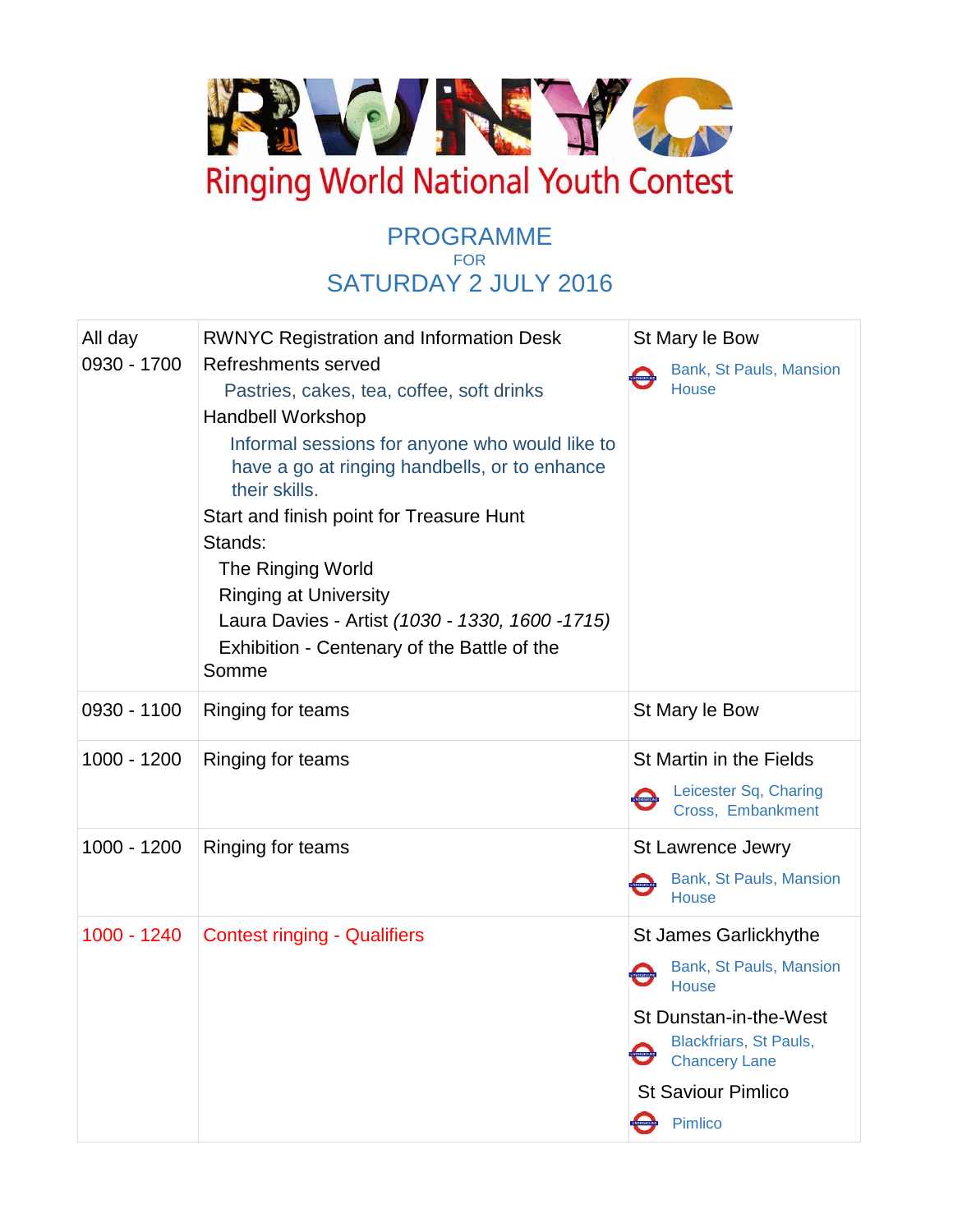# RWNYC

## Ringing World National Youth Contest

## PROGRAMME
FOR
## SATURDAY 2 JULY 2016

| | | |
|---|---|---|
| All day<br>0930 - 1700 | RWNYC Registration and Information Desk<br>Refreshments served<br>Pastries, cakes, tea, coffee, soft drinks<br>Handbell Workshop<br>Informal sessions for anyone who would like to have a go at ringing handbells, or to enhance their skills.<br>Start and finish point for Treasure Hunt<br>Stands:<br>The Ringing World<br>Ringing at University<br>Laura Davies - Artist *(1030 - 1330, 1600 -1715)*<br>Exhibition - Centenary of the Battle of the Somme | St Mary le Bow<br>Bank, St Pauls, Mansion House |
| 0930 - 1100 | Ringing for teams | St Mary le Bow |
| 1000 - 1200 | Ringing for teams | St Martin in the Fields<br>Leicester Sq, Charing Cross, Embankment |
| 1000 - 1200 | Ringing for teams | St Lawrence Jewry<br>Bank, St Pauls, Mansion House |
| 1000 - 1240 | Contest ringing - Qualifiers | St James Garlickhythe<br>Bank, St Pauls, Mansion House<br>St Dunstan-in-the-West<br>Blackfriars, St Pauls, Chancery Lane<br>St Saviour Pimlico<br>Pimlico |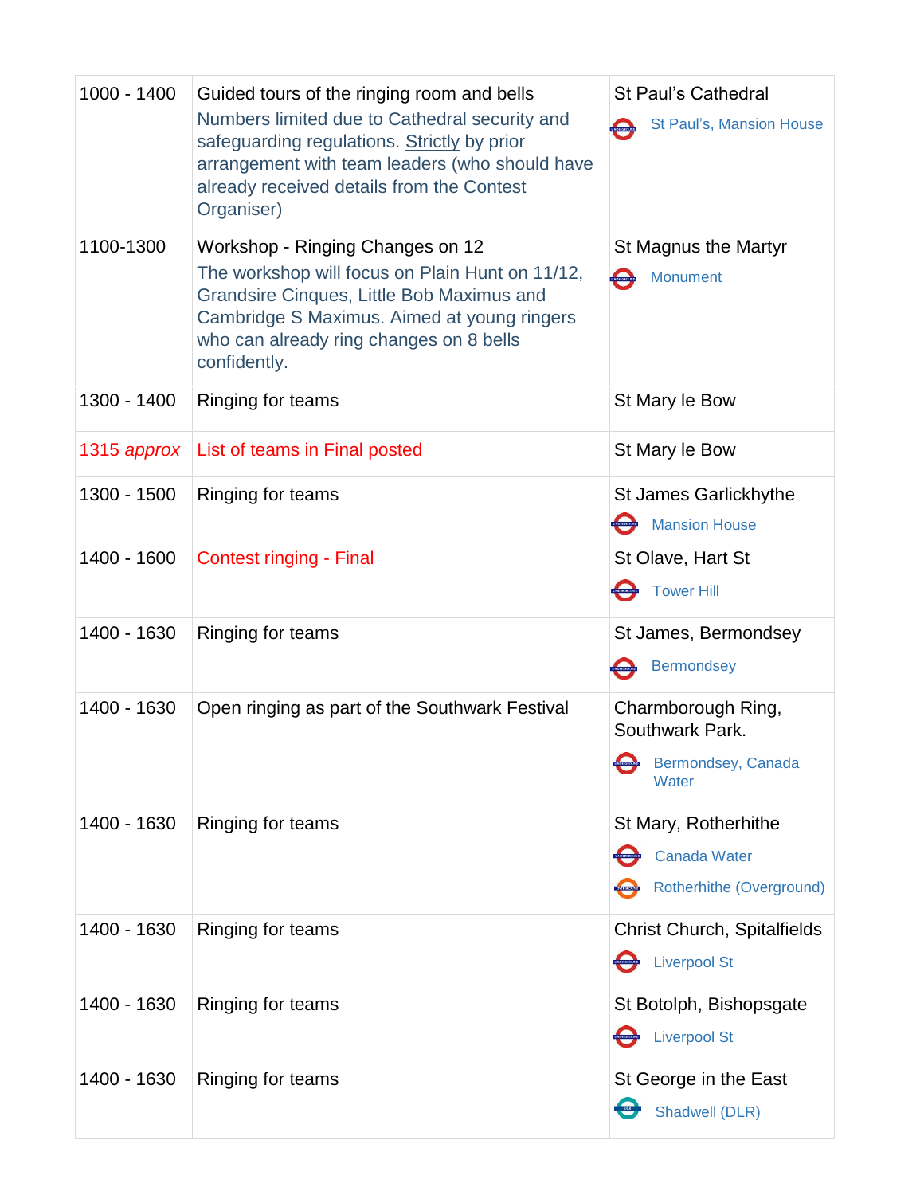| | | |
|---|---|---|
| 1000 - 1400 | Guided tours of the ringing room and bells<br>Numbers limited due to Cathedral security and safeguarding regulations. <u>Strictly</u> by prior arrangement with team leaders (who should have already received details from the Contest Organiser) | St Paul's Cathedral<br>St Paul's, Mansion House |
| 1100-1300 | Workshop - Ringing Changes on 12<br>The workshop will focus on Plain Hunt on 11/12, Grandsire Cinques, Little Bob Maximus and Cambridge S Maximus. Aimed at young ringers who can already ring changes on 8 bells confidently. | St Magnus the Martyr<br>Monument |
| 1300 - 1400 | Ringing for teams | St Mary le Bow |
| 1315 *approx* | List of teams in Final posted | St Mary le Bow |
| 1300 - 1500 | Ringing for teams | St James Garlickhythe<br>Mansion House |
| 1400 - 1600 | Contest ringing - Final | St Olave, Hart St<br>Tower Hill |
| 1400 - 1630 | Ringing for teams | St James, Bermondsey<br>Bermondsey |
| 1400 - 1630 | Open ringing as part of the Southwark Festival | Charmborough Ring, Southwark Park.<br>Bermondsey, Canada Water |
| 1400 - 1630 | Ringing for teams | St Mary, Rotherhithe<br>Canada Water<br>Rotherhithe (Overground) |
| 1400 - 1630 | Ringing for teams | Christ Church, Spitalfields<br>Liverpool St |
| 1400 - 1630 | Ringing for teams | St Botolph, Bishopsgate<br>Liverpool St |
| 1400 - 1630 | Ringing for teams | St George in the East<br>Shadwell (DLR) |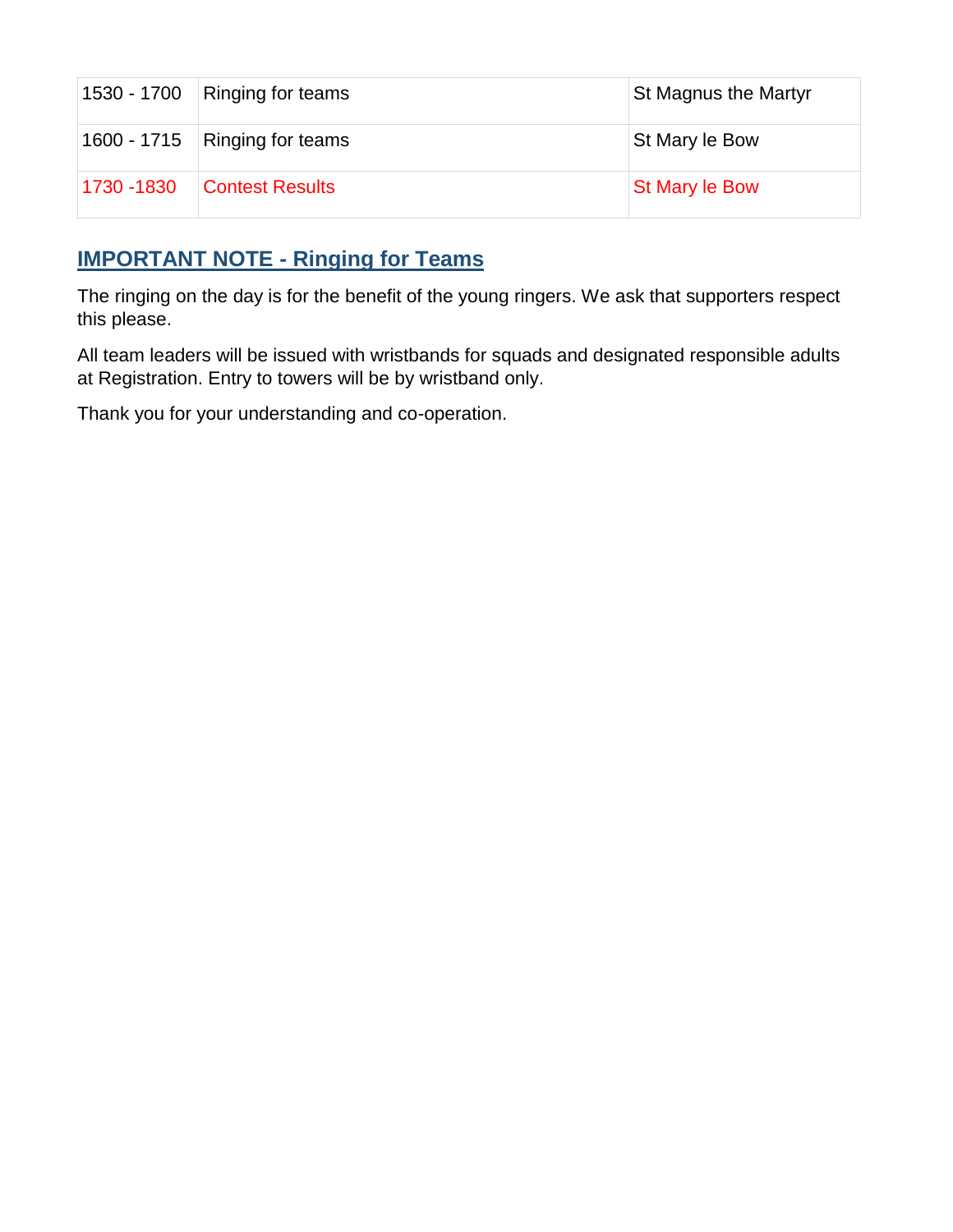| | | |
|---|---|---|
| 1530 - 1700 | Ringing for teams | St Magnus the Martyr |
| 1600 - 1715 | Ringing for teams | St Mary le Bow |
| 1730 -1830 | Contest Results | St Mary le Bow |

## IMPORTANT NOTE - Ringing for Teams

The ringing on the day is for the benefit of the young ringers. We ask that supporters respect this please.

All team leaders will be issued with wristbands for squads and designated responsible adults at Registration. Entry to towers will be by wristband only.

Thank you for your understanding and co-operation.